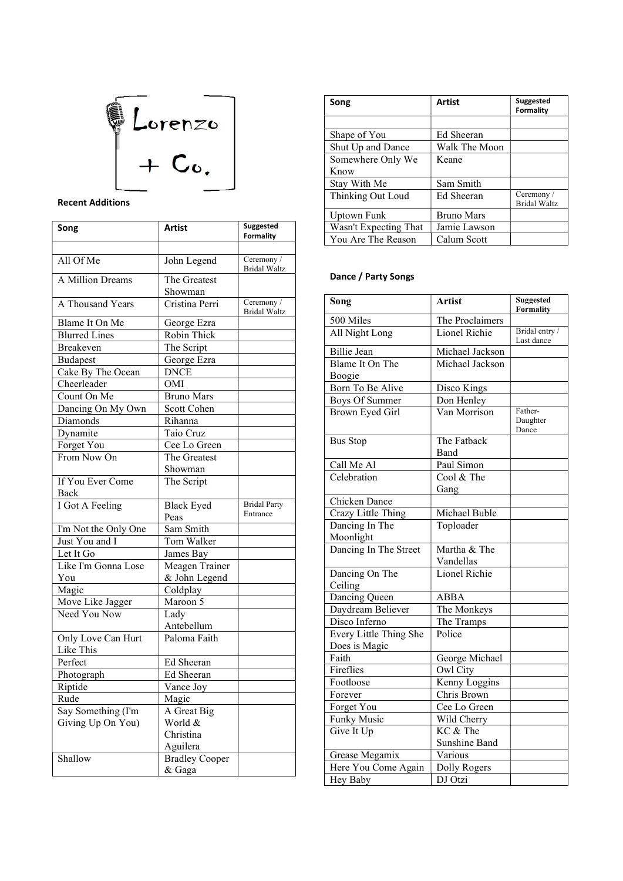Lorenzo + Co.

**Recent Additions**

| Song | Artist | Suggested Formality |
|---|---|---|
| | | |
| All Of Me | John Legend | Ceremony / Bridal Waltz |
| A Million Dreams | The Greatest Showman | |
| A Thousand Years | Cristina Perri | Ceremony / Bridal Waltz |
| Blame It On Me | George Ezra | |
| Blurred Lines | Robin Thick | |
| Breakeven | The Script | |
| Budapest | George Ezra | |
| Cake By The Ocean | DNCE | |
| Cheerleader | OMI | |
| Count On Me | Bruno Mars | |
| Dancing On My Own | Scott Cohen | |
| Diamonds | Rihanna | |
| Dynamite | Taio Cruz | |
| Forget You | Cee Lo Green | |
| From Now On | The Greatest Showman | |
| If You Ever Come Back | The Script | |
| I Got A Feeling | Black Eyed Peas | Bridal Party Entrance |
| I'm Not the Only One | Sam Smith | |
| Just You and I | Tom Walker | |
| Let It Go | James Bay | |
| Like I'm Gonna Lose You | Meagen Trainer & John Legend | |
| Magic | Coldplay | |
| Move Like Jagger | Maroon 5 | |
| Need You Now | Lady Antebellum | |
| Only Love Can Hurt Like This | Paloma Faith | |
| Perfect | Ed Sheeran | |
| Photograph | Ed Sheeran | |
| Riptide | Vance Joy | |
| Rude | Magic | |
| Say Something (I'm Giving Up On You) | A Great Big World & Christina Aguilera | |
| Shallow | Bradley Cooper & Gaga | |
| Shape of You | Ed Sheeran | |
| Shut Up and Dance | Walk The Moon | |
| Somewhere Only We Know | Keane | |
| Stay With Me | Sam Smith | |
| Thinking Out Loud | Ed Sheeran | Ceremony / Bridal Waltz |
| Uptown Funk | Bruno Mars | |
| Wasn't Expecting That | Jamie Lawson | |
| You Are The Reason | Calum Scott | |

**Dance / Party Songs**

| Song | Artist | Suggested Formality |
|---|---|---|
| 500 Miles | The Proclaimers | |
| All Night Long | Lionel Richie | Bridal entry / Last dance |
| Billie Jean | Michael Jackson | |
| Blame It On The Boogie | Michael Jackson | |
| Born To Be Alive | Disco Kings | |
| Boys Of Summer | Don Henley | |
| Brown Eyed Girl | Van Morrison | Father-Daughter Dance |
| Bus Stop | The Fatback Band | |
| Call Me Al | Paul Simon | |
| Celebration | Cool & The Gang | |
| Chicken Dance | | |
| Crazy Little Thing | Michael Buble | |
| Dancing In The Moonlight | Toploader | |
| Dancing In The Street | Martha & The Vandellas | |
| Dancing On The Ceiling | Lionel Richie | |
| Dancing Queen | ABBA | |
| Daydream Believer | The Monkeys | |
| Disco Inferno | The Tramps | |
| Every Little Thing She Does is Magic | Police | |
| Faith | George Michael | |
| Fireflies | Owl City | |
| Footloose | Kenny Loggins | |
| Forever | Chris Brown | |
| Forget You | Cee Lo Green | |
| Funky Music | Wild Cherry | |
| Give It Up | KC & The Sunshine Band | |
| Grease Megamix | Various | |
| Here You Come Again | Dolly Rogers | |
| Hey Baby | DJ Otzi | |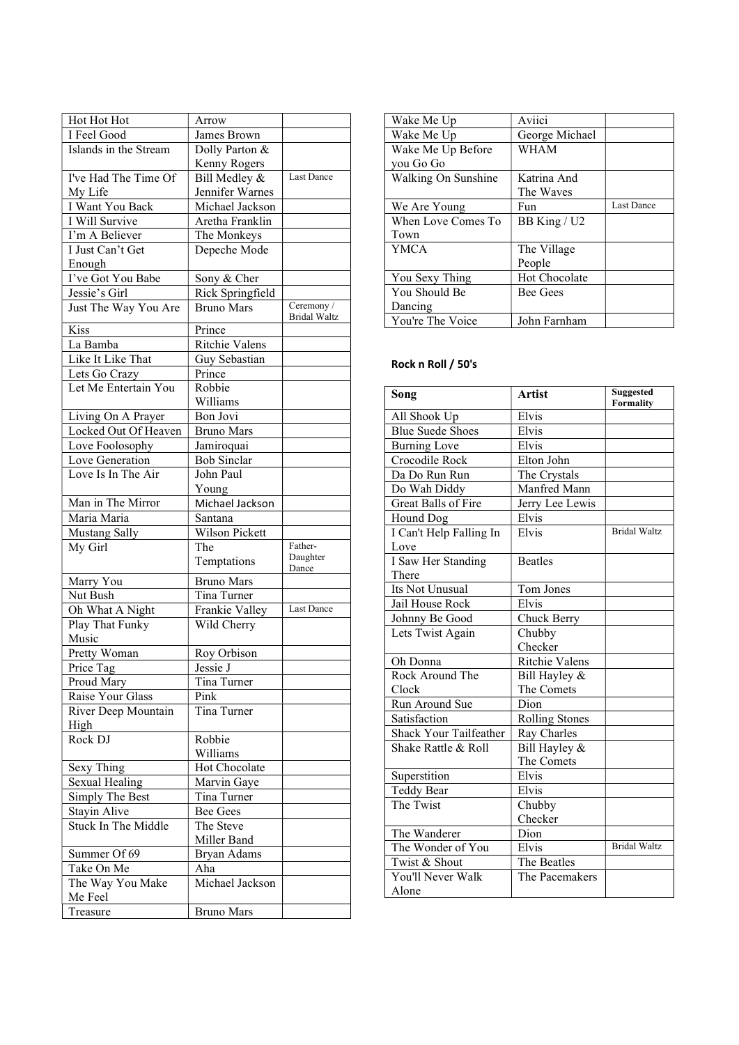| | | |
|---|---|---|
| Hot Hot Hot | Arrow | |
| I Feel Good | James Brown | |
| Islands in the Stream | Dolly Parton & Kenny Rogers | |
| I've Had The Time Of My Life | Bill Medley & Jennifer Warnes | Last Dance |
| I Want You Back | Michael Jackson | |
| I Will Survive | Aretha Franklin | |
| I'm A Believer | The Monkeys | |
| I Just Can't Get Enough | Depeche Mode | |
| I've Got You Babe | Sony & Cher | |
| Jessie's Girl | Rick Springfield | |
| Just The Way You Are | Bruno Mars | Ceremony / Bridal Waltz |
| Kiss | Prince | |
| La Bamba | Ritchie Valens | |
| Like It Like That | Guy Sebastian | |
| Lets Go Crazy | Prince | |
| Let Me Entertain You | Robbie Williams | |
| Living On A Prayer | Bon Jovi | |
| Locked Out Of Heaven | Bruno Mars | |
| Love Foolosophy | Jamiroquai | |
| Love Generation | Bob Sinclar | |
| Love Is In The Air | John Paul Young | |
| Man in The Mirror | Michael Jackson | |
| Maria Maria | Santana | |
| Mustang Sally | Wilson Pickett | |
| My Girl | The Temptations | Father-Daughter Dance |
| Marry You | Bruno Mars | |
| Nut Bush | Tina Turner | |
| Oh What A Night | Frankie Valley | Last Dance |
| Play That Funky Music | Wild Cherry | |
| Pretty Woman | Roy Orbison | |
| Price Tag | Jessie J | |
| Proud Mary | Tina Turner | |
| Raise Your Glass | Pink | |
| River Deep Mountain High | Tina Turner | |
| Rock DJ | Robbie Williams | |
| Sexy Thing | Hot Chocolate | |
| Sexual Healing | Marvin Gaye | |
| Simply The Best | Tina Turner | |
| Stayin Alive | Bee Gees | |
| Stuck In The Middle | The Steve Miller Band | |
| Summer Of 69 | Bryan Adams | |
| Take On Me | Aha | |
| The Way You Make Me Feel | Michael Jackson | |
| Treasure | Bruno Mars | |
| Wake Me Up | Aviici | |
| Wake Me Up | George Michael | |
| Wake Me Up Before you Go Go | WHAM | |
| Walking On Sunshine | Katrina And The Waves | |
| We Are Young | Fun | Last Dance |
| When Love Comes To Town | BB King / U2 | |
| YMCA | The Village People | |
| You Sexy Thing | Hot Chocolate | |
| You Should Be Dancing | Bee Gees | |
| You're The Voice | John Farnham | |

**Rock n Roll / 50's**

| Song | Artist | Suggested Formality |
|---|---|---|
| All Shook Up | Elvis | |
| Blue Suede Shoes | Elvis | |
| Burning Love | Elvis | |
| Crocodile Rock | Elton John | |
| Da Do Run Run | The Crystals | |
| Do Wah Diddy | Manfred Mann | |
| Great Balls of Fire | Jerry Lee Lewis | |
| Hound Dog | Elvis | |
| I Can't Help Falling In Love | Elvis | Bridal Waltz |
| I Saw Her Standing There | Beatles | |
| Its Not Unusual | Tom Jones | |
| Jail House Rock | Elvis | |
| Johnny Be Good | Chuck Berry | |
| Lets Twist Again | Chubby Checker | |
| Oh Donna | Ritchie Valens | |
| Rock Around The Clock | Bill Hayley & The Comets | |
| Run Around Sue | Dion | |
| Satisfaction | Rolling Stones | |
| Shack Your Tailfeather | Ray Charles | |
| Shake Rattle & Roll | Bill Hayley & The Comets | |
| Superstition | Elvis | |
| Teddy Bear | Elvis | |
| The Twist | Chubby Checker | |
| The Wanderer | Dion | |
| The Wonder of You | Elvis | Bridal Waltz |
| Twist & Shout | The Beatles | |
| You'll Never Walk Alone | The Pacemakers | |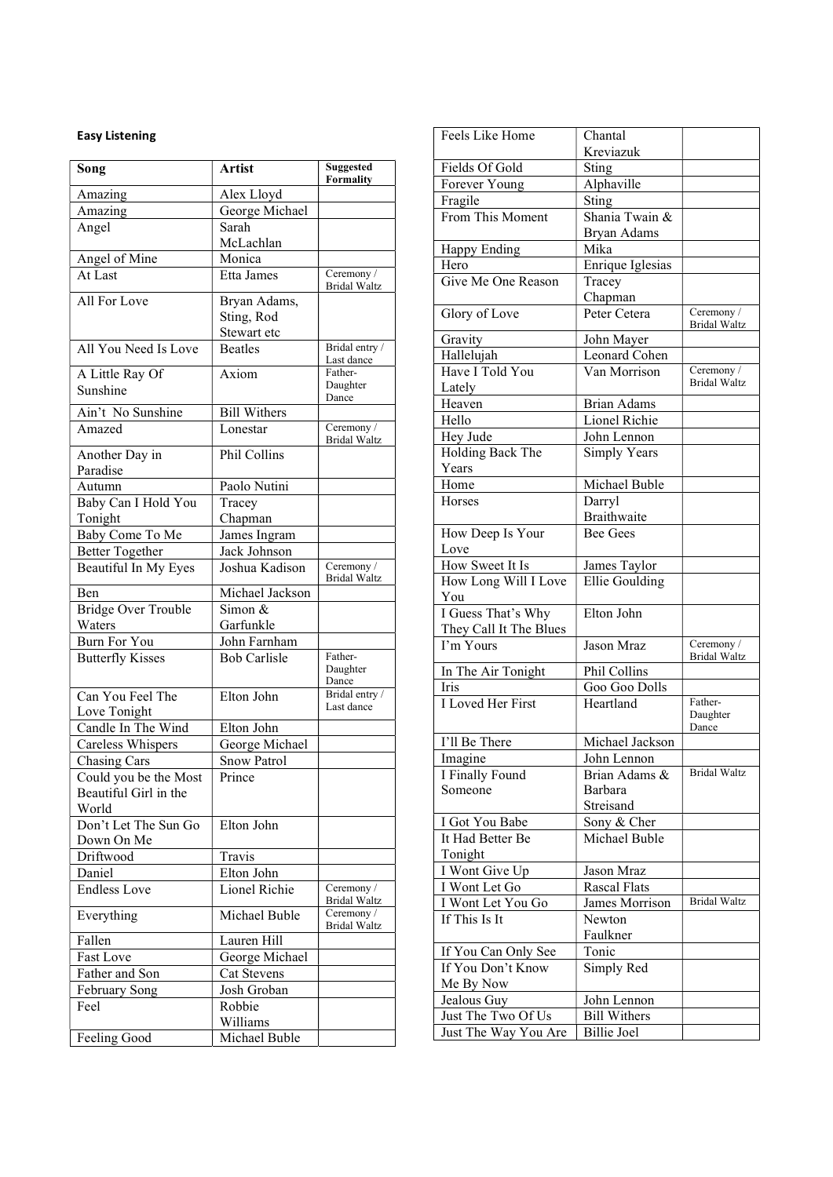**Easy Listening**

| Song | Artist | Suggested Formality |
|---|---|---|
| Amazing | Alex Lloyd | |
| Amazing | George Michael | |
| Angel | Sarah McLachlan | |
| Angel of Mine | Monica | |
| At Last | Etta James | Ceremony / Bridal Waltz |
| All For Love | Bryan Adams, Sting, Rod Stewart etc | |
| All You Need Is Love | Beatles | Bridal entry / Last dance |
| A Little Ray Of Sunshine | Axiom | Father-Daughter Dance |
| Ain't No Sunshine | Bill Withers | |
| Amazed | Lonestar | Ceremony / Bridal Waltz |
| Another Day in Paradise | Phil Collins | |
| Autumn | Paolo Nutini | |
| Baby Can I Hold You Tonight | Tracey Chapman | |
| Baby Come To Me | James Ingram | |
| Better Together | Jack Johnson | |
| Beautiful In My Eyes | Joshua Kadison | Ceremony / Bridal Waltz |
| Ben | Michael Jackson | |
| Bridge Over Trouble Waters | Simon & Garfunkle | |
| Burn For You | John Farnham | |
| Butterfly Kisses | Bob Carlisle | Father-Daughter Dance |
| Can You Feel The Love Tonight | Elton John | Bridal entry / Last dance |
| Candle In The Wind | Elton John | |
| Careless Whispers | George Michael | |
| Chasing Cars | Snow Patrol | |
| Could you be the Most Beautiful Girl in the World | Prince | |
| Don't Let The Sun Go Down On Me | Elton John | |
| Driftwood | Travis | |
| Daniel | Elton John | |
| Endless Love | Lionel Richie | Ceremony / Bridal Waltz |
| Everything | Michael Buble | Ceremony / Bridal Waltz |
| Fallen | Lauren Hill | |
| Fast Love | George Michael | |
| Father and Son | Cat Stevens | |
| February Song | Josh Groban | |
| Feel | Robbie Williams | |
| Feeling Good | Michael Buble | |
| Feels Like Home | Chantal Kreviazuk | |
| Fields Of Gold | Sting | |
| Forever Young | Alphaville | |
| Fragile | Sting | |
| From This Moment | Shania Twain & Bryan Adams | |
| Happy Ending | Mika | |
| Hero | Enrique Iglesias | |
| Give Me One Reason | Tracey Chapman | |
| Glory of Love | Peter Cetera | Ceremony / Bridal Waltz |
| Gravity | John Mayer | |
| Hallelujah | Leonard Cohen | |
| Have I Told You Lately | Van Morrison | Ceremony / Bridal Waltz |
| Heaven | Brian Adams | |
| Hello | Lionel Richie | |
| Hey Jude | John Lennon | |
| Holding Back The Years | Simply Years | |
| Home | Michael Buble | |
| Horses | Darryl Braithwaite | |
| How Deep Is Your Love | Bee Gees | |
| How Sweet It Is | James Taylor | |
| How Long Will I Love You | Ellie Goulding | |
| I Guess That's Why They Call It The Blues | Elton John | |
| I'm Yours | Jason Mraz | Ceremony / Bridal Waltz |
| In The Air Tonight | Phil Collins | |
| Iris | Goo Goo Dolls | |
| I Loved Her First | Heartland | Father-Daughter Dance |
| I'll Be There | Michael Jackson | |
| Imagine | John Lennon | |
| I Finally Found Someone | Brian Adams & Barbara Streisand | Bridal Waltz |
| I Got You Babe | Sony & Cher | |
| It Had Better Be Tonight | Michael Buble | |
| I Wont Give Up | Jason Mraz | |
| I Wont Let Go | Rascal Flats | |
| I Wont Let You Go | James Morrison | Bridal Waltz |
| If This Is It | Newton Faulkner | |
| If You Can Only See | Tonic | |
| If You Don't Know Me By Now | Simply Red | |
| Jealous Guy | John Lennon | |
| Just The Two Of Us | Bill Withers | |
| Just The Way You Are | Billie Joel | |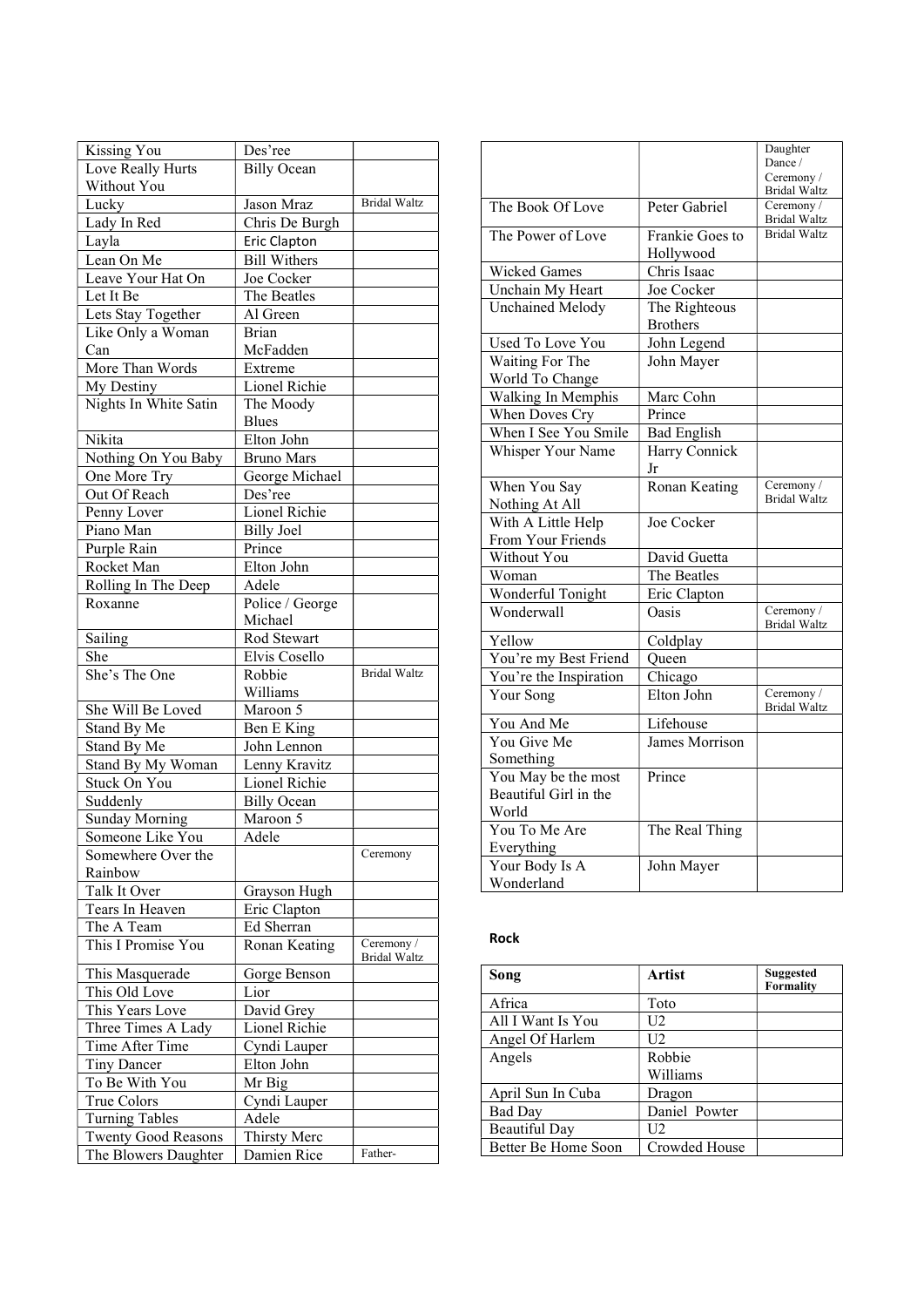| | | |
|---|---|---|
| Kissing You | Des'ree | |
| Love Really Hurts Without You | Billy Ocean | |
| Lucky | Jason Mraz | Bridal Waltz |
| Lady In Red | Chris De Burgh | |
| Layla | Eric Clapton | |
| Lean On Me | Bill Withers | |
| Leave Your Hat On | Joe Cocker | |
| Let It Be | The Beatles | |
| Lets Stay Together | Al Green | |
| Like Only a Woman Can | Brian McFadden | |
| More Than Words | Extreme | |
| My Destiny | Lionel Richie | |
| Nights In White Satin | The Moody Blues | |
| Nikita | Elton John | |
| Nothing On You Baby | Bruno Mars | |
| One More Try | George Michael | |
| Out Of Reach | Des'ree | |
| Penny Lover | Lionel Richie | |
| Piano Man | Billy Joel | |
| Purple Rain | Prince | |
| Rocket Man | Elton John | |
| Rolling In The Deep | Adele | |
| Roxanne | Police / George Michael | |
| Sailing | Rod Stewart | |
| She | Elvis Cosello | |
| She's The One | Robbie Williams | Bridal Waltz |
| She Will Be Loved | Maroon 5 | |
| Stand By Me | Ben E King | |
| Stand By Me | John Lennon | |
| Stand By My Woman | Lenny Kravitz | |
| Stuck On You | Lionel Richie | |
| Suddenly | Billy Ocean | |
| Sunday Morning | Maroon 5 | |
| Someone Like You | Adele | |
| Somewhere Over the Rainbow | | Ceremony |
| Talk It Over | Grayson Hugh | |
| Tears In Heaven | Eric Clapton | |
| The A Team | Ed Sherran | |
| This I Promise You | Ronan Keating | Ceremony / Bridal Waltz |
| This Masquerade | Gorge Benson | |
| This Old Love | Lior | |
| This Years Love | David Grey | |
| Three Times A Lady | Lionel Richie | |
| Time After Time | Cyndi Lauper | |
| Tiny Dancer | Elton John | |
| To Be With You | Mr Big | |
| True Colors | Cyndi Lauper | |
| Turning Tables | Adele | |
| Twenty Good Reasons | Thirsty Merc | |
| The Blowers Daughter | Damien Rice | Father-Daughter Dance / Ceremony / Bridal Waltz |
| The Book Of Love | Peter Gabriel | Ceremony / Bridal Waltz |
| The Power of Love | Frankie Goes to Hollywood | Bridal Waltz |
| Wicked Games | Chris Isaac | |
| Unchain My Heart | Joe Cocker | |
| Unchained Melody | The Righteous Brothers | |
| Used To Love You | John Legend | |
| Waiting For The World To Change | John Mayer | |
| Walking In Memphis | Marc Cohn | |
| When Doves Cry | Prince | |
| When I See You Smile | Bad English | |
| Whisper Your Name | Harry Connick Jr | |
| When You Say Nothing At All | Ronan Keating | Ceremony / Bridal Waltz |
| With A Little Help From Your Friends | Joe Cocker | |
| Without You | David Guetta | |
| Woman | The Beatles | |
| Wonderful Tonight | Eric Clapton | |
| Wonderwall | Oasis | Ceremony / Bridal Waltz |
| Yellow | Coldplay | |
| You're my Best Friend | Queen | |
| You're the Inspiration | Chicago | |
| Your Song | Elton John | Ceremony / Bridal Waltz |
| You And Me | Lifehouse | |
| You Give Me Something | James Morrison | |
| You May be the most Beautiful Girl in the World | Prince | |
| You To Me Are Everything | The Real Thing | |
| Your Body Is A Wonderland | John Mayer | |

**Rock**

| Song | Artist | Suggested Formality |
|---|---|---|
| Africa | Toto | |
| All I Want Is You | U2 | |
| Angel Of Harlem | U2 | |
| Angels | Robbie Williams | |
| April Sun In Cuba | Dragon | |
| Bad Day | Daniel Powter | |
| Beautiful Day | U2 | |
| Better Be Home Soon | Crowded House | |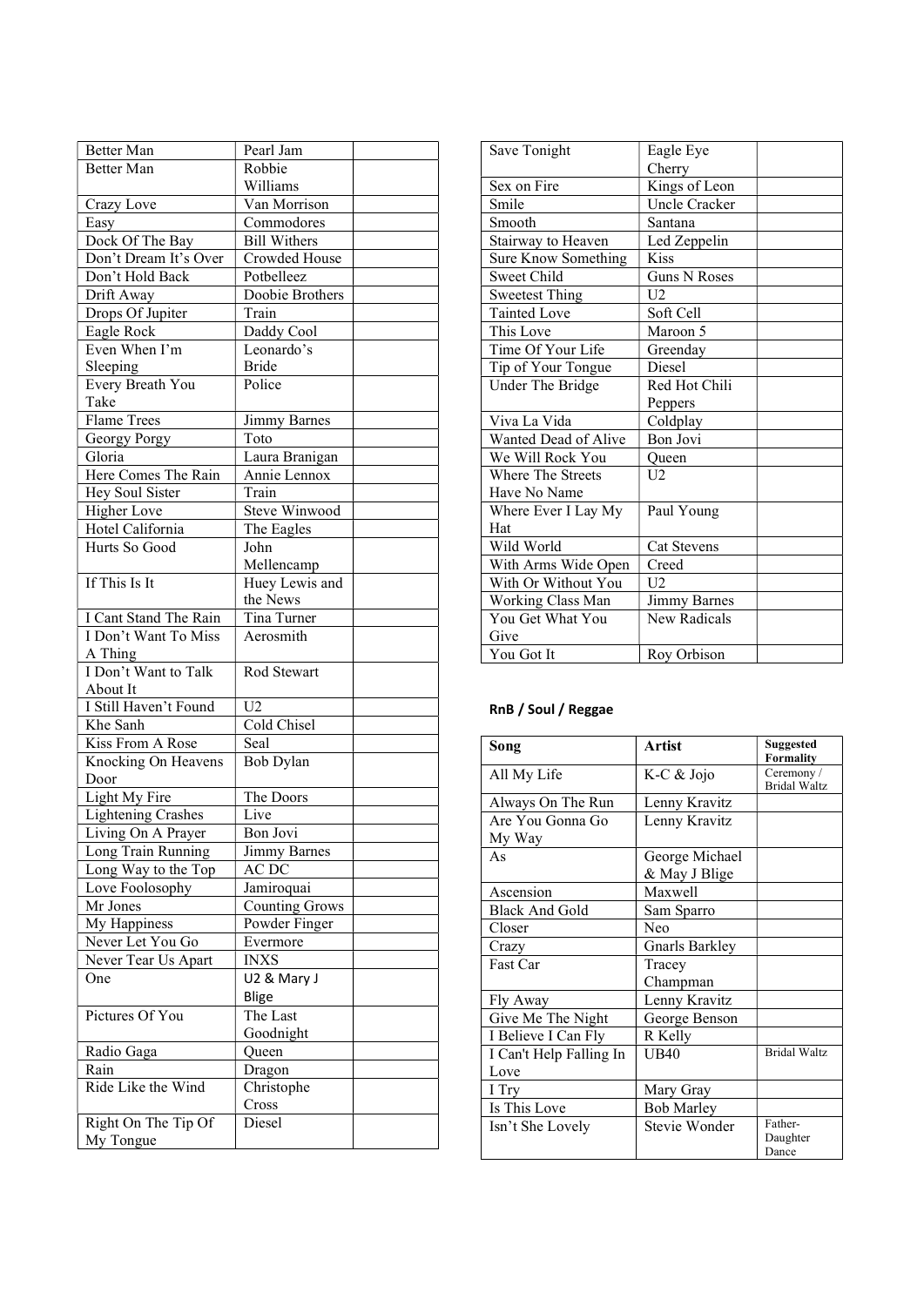| | | |
|---|---|---|
| Better Man | Pearl Jam | |
| Better Man | Robbie Williams | |
| Crazy Love | Van Morrison | |
| Easy | Commodores | |
| Dock Of The Bay | Bill Withers | |
| Don't Dream It's Over | Crowded House | |
| Don't Hold Back | Potbelleez | |
| Drift Away | Doobie Brothers | |
| Drops Of Jupiter | Train | |
| Eagle Rock | Daddy Cool | |
| Even When I'm Sleeping | Leonardo's Bride | |
| Every Breath You Take | Police | |
| Flame Trees | Jimmy Barnes | |
| Georgy Porgy | Toto | |
| Gloria | Laura Branigan | |
| Here Comes The Rain | Annie Lennox | |
| Hey Soul Sister | Train | |
| Higher Love | Steve Winwood | |
| Hotel California | The Eagles | |
| Hurts So Good | John Mellencamp | |
| If This Is It | Huey Lewis and the News | |
| I Cant Stand The Rain | Tina Turner | |
| I Don't Want To Miss A Thing | Aerosmith | |
| I Don't Want to Talk About It | Rod Stewart | |
| I Still Haven't Found | U2 | |
| Khe Sanh | Cold Chisel | |
| Kiss From A Rose | Seal | |
| Knocking On Heavens Door | Bob Dylan | |
| Light My Fire | The Doors | |
| Lightening Crashes | Live | |
| Living On A Prayer | Bon Jovi | |
| Long Train Running | Jimmy Barnes | |
| Long Way to the Top | AC DC | |
| Love Foolosophy | Jamiroquai | |
| Mr Jones | Counting Grows | |
| My Happiness | Powder Finger | |
| Never Let You Go | Evermore | |
| Never Tear Us Apart | INXS | |
| One | U2 & Mary J Blige | |
| Pictures Of You | The Last Goodnight | |
| Radio Gaga | Queen | |
| Rain | Dragon | |
| Ride Like the Wind | Christophe Cross | |
| Right On The Tip Of My Tongue | Diesel | |
| Save Tonight | Eagle Eye Cherry | |
| Sex on Fire | Kings of Leon | |
| Smile | Uncle Cracker | |
| Smooth | Santana | |
| Stairway to Heaven | Led Zeppelin | |
| Sure Know Something | Kiss | |
| Sweet Child | Guns N Roses | |
| Sweetest Thing | U2 | |
| Tainted Love | Soft Cell | |
| This Love | Maroon 5 | |
| Time Of Your Life | Greenday | |
| Tip of Your Tongue | Diesel | |
| Under The Bridge | Red Hot Chili Peppers | |
| Viva La Vida | Coldplay | |
| Wanted Dead of Alive | Bon Jovi | |
| We Will Rock You | Queen | |
| Where The Streets Have No Name | U2 | |
| Where Ever I Lay My Hat | Paul Young | |
| Wild World | Cat Stevens | |
| With Arms Wide Open | Creed | |
| With Or Without You | U2 | |
| Working Class Man | Jimmy Barnes | |
| You Get What You Give | New Radicals | |
| You Got It | Roy Orbison | |

**RnB / Soul / Reggae**

| Song | Artist | Suggested Formality |
|---|---|---|
| All My Life | K-C & Jojo | Ceremony / Bridal Waltz |
| Always On The Run | Lenny Kravitz | |
| Are You Gonna Go My Way | Lenny Kravitz | |
| As | George Michael & May J Blige | |
| Ascension | Maxwell | |
| Black And Gold | Sam Sparro | |
| Closer | Neo | |
| Crazy | Gnarls Barkley | |
| Fast Car | Tracey Champman | |
| Fly Away | Lenny Kravitz | |
| Give Me The Night | George Benson | |
| I Believe I Can Fly | R Kelly | |
| I Can't Help Falling In Love | UB40 | Bridal Waltz |
| I Try | Mary Gray | |
| Is This Love | Bob Marley | |
| Isn't She Lovely | Stevie Wonder | Father-Daughter Dance |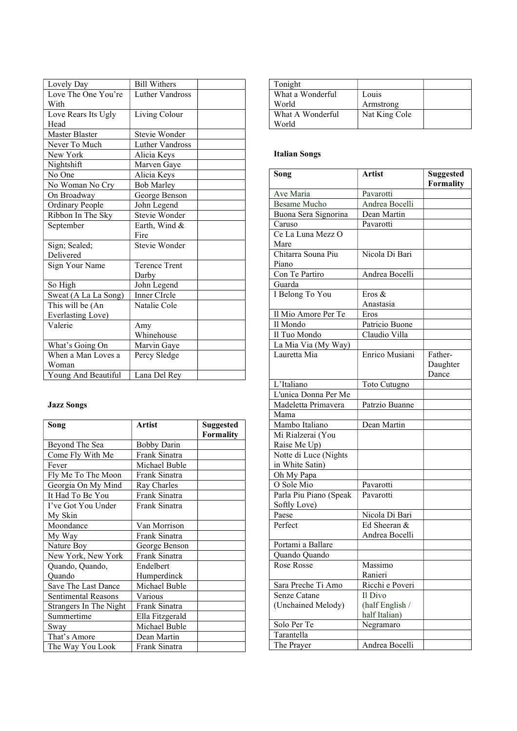| | | |
|---|---|---|
| Lovely Day | Bill Withers | |
| Love The One You're With | Luther Vandross | |
| Love Rears Its Ugly Head | Living Colour | |
| Master Blaster | Stevie Wonder | |
| Never To Much | Luther Vandross | |
| New York | Alicia Keys | |
| Nightshift | Marven Gaye | |
| No One | Alicia Keys | |
| No Woman No Cry | Bob Marley | |
| On Broadway | George Benson | |
| Ordinary People | John Legend | |
| Ribbon In The Sky | Stevie Wonder | |
| September | Earth, Wind & Fire | |
| Sign; Sealed; Delivered | Stevie Wonder | |
| Sign Your Name | Terence Trent Darby | |
| So High | John Legend | |
| Sweat (A La La Song) | Inner CIrcle | |
| This will be (An Everlasting Love) | Natalie Cole | |
| Valerie | Amy Whinehouse | |
| What's Going On | Marvin Gaye | |
| When a Man Loves a Woman | Percy Sledge | |
| Young And Beautiful | Lana Del Rey | |

**Jazz Songs**

| Song | Artist | Suggested Formality |
|---|---|---|
| Beyond The Sea | Bobby Darin | |
| Come Fly With Me | Frank Sinatra | |
| Fever | Michael Buble | |
| Fly Me To The Moon | Frank Sinatra | |
| Georgia On My Mind | Ray Charles | |
| It Had To Be You | Frank Sinatra | |
| I've Got You Under My Skin | Frank Sinatra | |
| Moondance | Van Morrison | |
| My Way | Frank Sinatra | |
| Nature Boy | George Benson | |
| New York, New York | Frank Sinatra | |
| Quando, Quando, Quando | Endelbert Humperdinck | |
| Save The Last Dance | Michael Buble | |
| Sentimental Reasons | Various | |
| Strangers In The Night | Frank Sinatra | |
| Summertime | Ella Fitzgerald | |
| Sway | Michael Buble | |
| That's Amore | Dean Martin | |
| The Way You Look | Frank Sinatra | |

| | | |
|---|---|---|
| Tonight | | |
| What a Wonderful World | Louis Armstrong | |
| What A Wonderful World | Nat King Cole | |

**Italian Songs**

| Song | Artist | Suggested Formality |
|---|---|---|
| Ave Maria | Pavarotti | |
| Besame Mucho | Andrea Bocelli | |
| Buona Sera Signorina | Dean Martin | |
| Caruso | Pavarotti | |
| Ce La Luna Mezz O Mare | | |
| Chitarra Souna Piu Piano | Nicola Di Bari | |
| Con Te Partiro | Andrea Bocelli | |
| Guarda | | |
| I Belong To You | Eros & Anastasia | |
| Il Mio Amore Per Te | Eros | |
| Il Mondo | Patricio Buone | |
| Il Tuo Mondo | Claudio Villa | |
| La Mia Via (My Way) | | |
| Lauretta Mia | Enrico Musiani | Father-Daughter Dance |
| L'Italiano | Toto Cutugno | |
| L'unica Donna Per Me | | |
| Madeletta Primavera | Patrzio Buanne | |
| Mama | | |
| Mambo Italiano | Dean Martin | |
| Mi Rialzerai (You Raise Me Up) | | |
| Notte di Luce (Nights in White Satin) | | |
| Oh My Papa | | |
| O Sole Mio | Pavarotti | |
| Parla Piu Piano (Speak Softly Love) | Pavarotti | |
| Paese | Nicola Di Bari | |
| Perfect | Ed Sheeran & Andrea Bocelli | |
| Portami a Ballare | | |
| Quando Quando | | |
| Rose Rosse | Massimo Ranieri | |
| Sara Preche Ti Amo | Ricchi e Poveri | |
| Senze Catane (Unchained Melody) | Il Divo (half English / half Italian) | |
| Solo Per Te | Negramaro | |
| Tarantella | | |
| The Prayer | Andrea Bocelli | |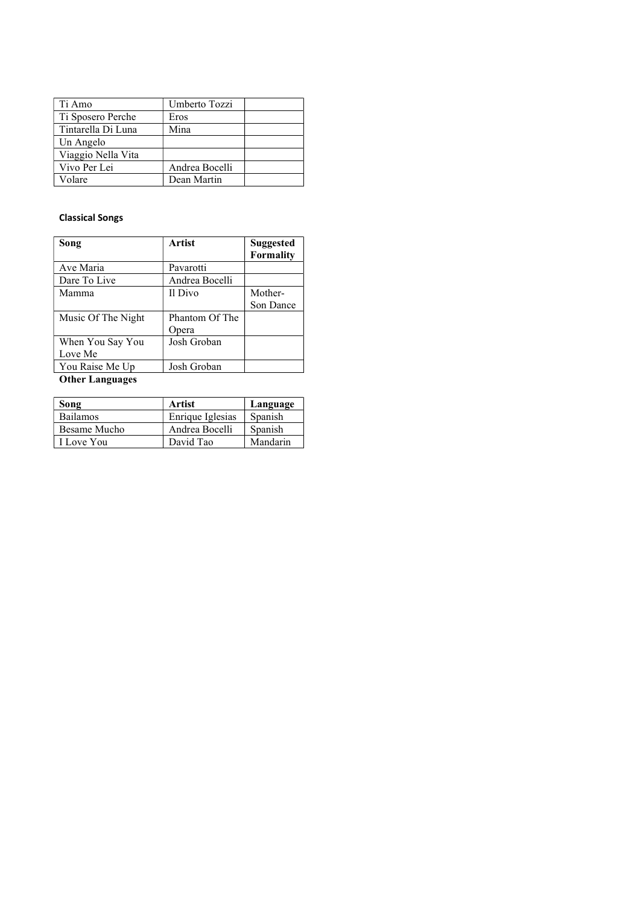| | | |
|---|---|---|
| Ti Amo | Umberto Tozzi | |
| Ti Sposero Perche | Eros | |
| Tintarella Di Luna | Mina | |
| Un Angelo | | |
| Viaggio Nella Vita | | |
| Vivo Per Lei | Andrea Bocelli | |
| Volare | Dean Martin | |

**Classical Songs**

| Song | Artist | Suggested Formality |
|---|---|---|
| Ave Maria | Pavarotti | |
| Dare To Live | Andrea Bocelli | |
| Mamma | Il Divo | Mother-Son Dance |
| Music Of The Night | Phantom Of The Opera | |
| When You Say You Love Me | Josh Groban | |
| You Raise Me Up | Josh Groban | |

**Other Languages**

| Song | Artist | Language |
|---|---|---|
| Bailamos | Enrique Iglesias | Spanish |
| Besame Mucho | Andrea Bocelli | Spanish |
| I Love You | David Tao | Mandarin |